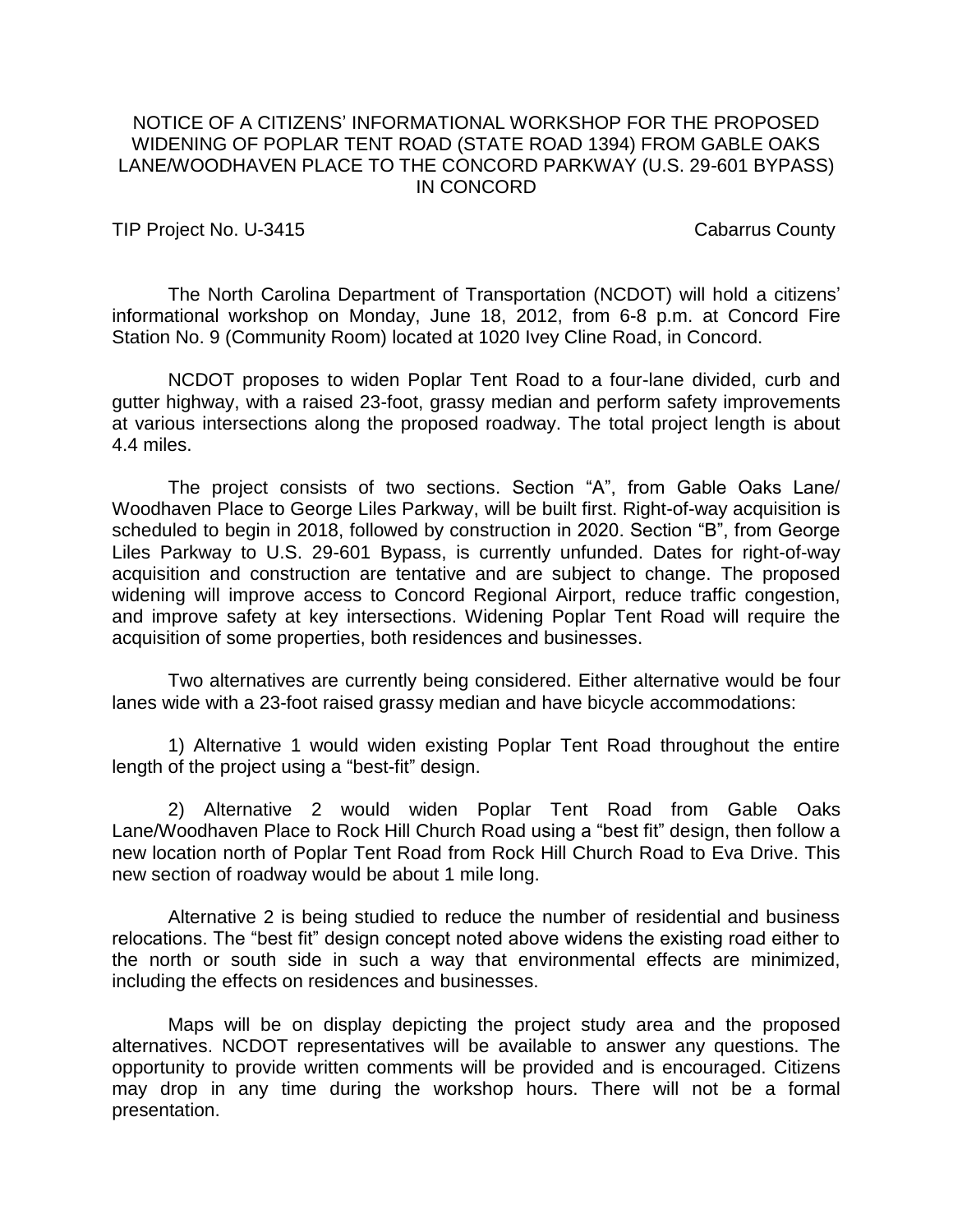# NOTICE OF A CITIZENS' INFORMATIONAL WORKSHOP FOR THE PROPOSED WIDENING OF POPLAR TENT ROAD (STATE ROAD 1394) FROM GABLE OAKS LANE/WOODHAVEN PLACE TO THE CONCORD PARKWAY (U.S. 29-601 BYPASS) IN CONCORD

TIP Project No. U-3415 Cabarrus County

The North Carolina Department of Transportation (NCDOT) will hold a citizens' informational workshop on Monday, June 18, 2012, from 6-8 p.m. at Concord Fire Station No. 9 (Community Room) located at 1020 Ivey Cline Road, in Concord.

NCDOT proposes to widen Poplar Tent Road to a four-lane divided, curb and gutter highway, with a raised 23-foot, grassy median and perform safety improvements at various intersections along the proposed roadway. The total project length is about 4.4 miles.

The project consists of two sections. Section "A", from Gable Oaks Lane/ Woodhaven Place to George Liles Parkway, will be built first. Right-of-way acquisition is scheduled to begin in 2018, followed by construction in 2020. Section "B", from George Liles Parkway to U.S. 29-601 Bypass, is currently unfunded. Dates for right-of-way acquisition and construction are tentative and are subject to change. The proposed widening will improve access to Concord Regional Airport, reduce traffic congestion, and improve safety at key intersections. Widening Poplar Tent Road will require the acquisition of some properties, both residences and businesses.

Two alternatives are currently being considered. Either alternative would be four lanes wide with a 23-foot raised grassy median and have bicycle accommodations:

1) Alternative 1 would widen existing Poplar Tent Road throughout the entire length of the project using a "best-fit" design.

2) Alternative 2 would widen Poplar Tent Road from Gable Oaks Lane/Woodhaven Place to Rock Hill Church Road using a "best fit" design, then follow a new location north of Poplar Tent Road from Rock Hill Church Road to Eva Drive. This new section of roadway would be about 1 mile long.

Alternative 2 is being studied to reduce the number of residential and business relocations. The "best fit" design concept noted above widens the existing road either to the north or south side in such a way that environmental effects are minimized, including the effects on residences and businesses.

Maps will be on display depicting the project study area and the proposed alternatives. NCDOT representatives will be available to answer any questions. The opportunity to provide written comments will be provided and is encouraged. Citizens may drop in any time during the workshop hours. There will not be a formal presentation.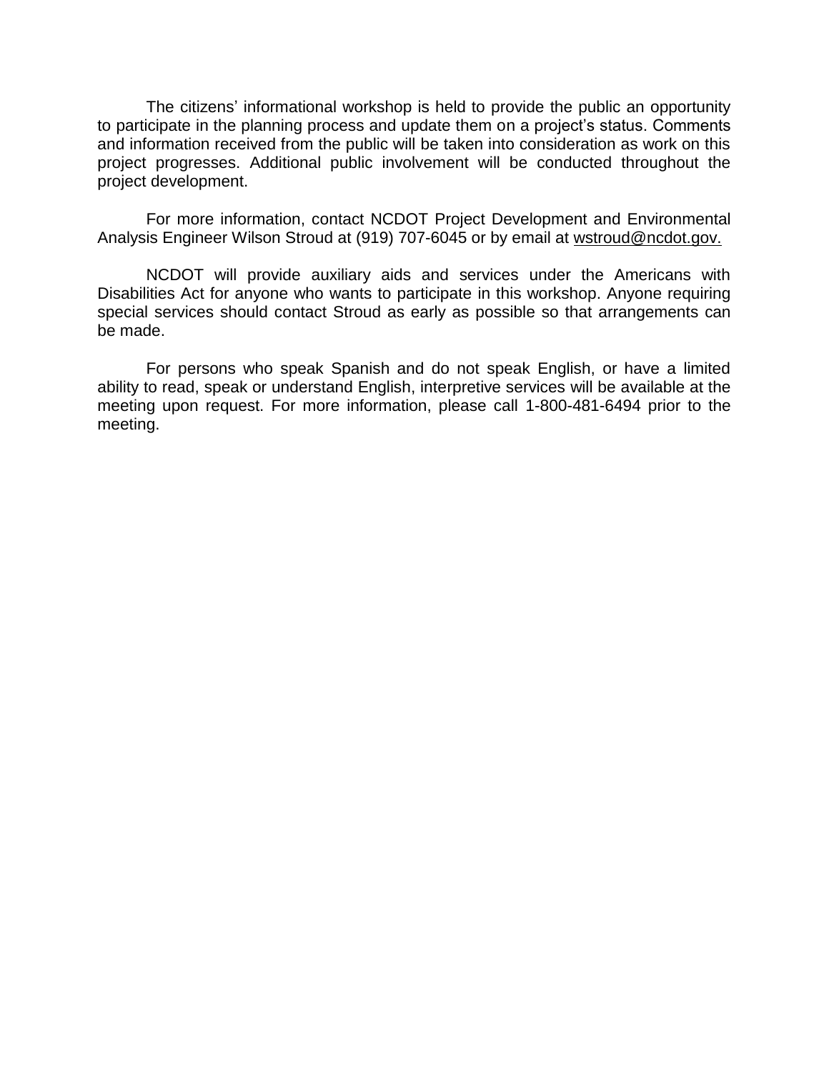The citizens' informational workshop is held to provide the public an opportunity to participate in the planning process and update them on a project's status. Comments and information received from the public will be taken into consideration as work on this project progresses. Additional public involvement will be conducted throughout the project development.

For more information, contact NCDOT Project Development and Environmental Analysis Engineer Wilson Stroud at (919) 707-6045 or by email at wstroud@ncdot.gov.

NCDOT will provide auxiliary aids and services under the Americans with Disabilities Act for anyone who wants to participate in this workshop. Anyone requiring special services should contact Stroud as early as possible so that arrangements can be made.

For persons who speak Spanish and do not speak English, or have a limited ability to read, speak or understand English, interpretive services will be available at the meeting upon request. For more information, please call 1-800-481-6494 prior to the meeting.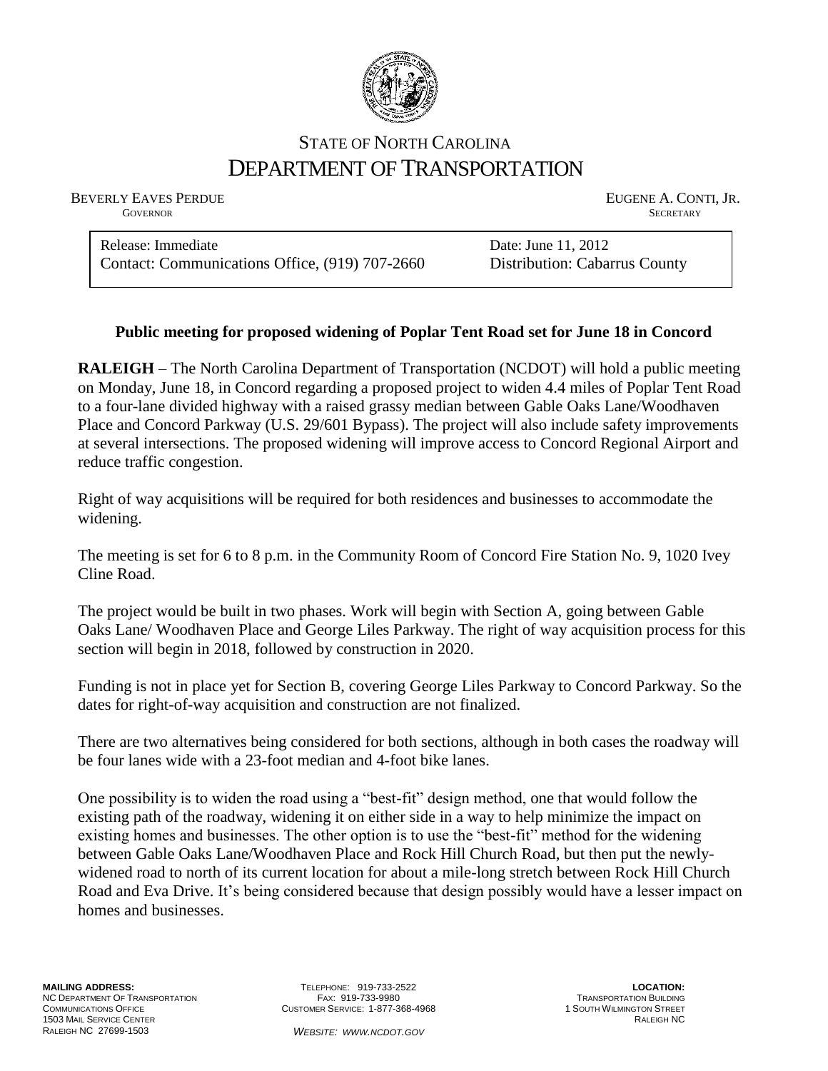STATE OF NORTH CAROLINA
# DEPARTMENT OF TRANSPORTATION

BEVERLY EAVES PERDUE
GOVERNOR

EUGENE A. CONTI, JR.
SECRETARY

| | |
|---|---|
| Release: Immediate | Date: June 11, 2012 |
| Contact: Communications Office, (919) 707-2660 | Distribution: Cabarrus County |

**Public meeting for proposed widening of Poplar Tent Road set for June 18 in Concord**

**RALEIGH** – The North Carolina Department of Transportation (NCDOT) will hold a public meeting on Monday, June 18, in Concord regarding a proposed project to widen 4.4 miles of Poplar Tent Road to a four-lane divided highway with a raised grassy median between Gable Oaks Lane/Woodhaven Place and Concord Parkway (U.S. 29/601 Bypass). The project will also include safety improvements at several intersections. The proposed widening will improve access to Concord Regional Airport and reduce traffic congestion.

Right of way acquisitions will be required for both residences and businesses to accommodate the widening.

The meeting is set for 6 to 8 p.m. in the Community Room of Concord Fire Station No. 9, 1020 Ivey Cline Road.

The project would be built in two phases. Work will begin with Section A, going between Gable Oaks Lane/ Woodhaven Place and George Liles Parkway. The right of way acquisition process for this section will begin in 2018, followed by construction in 2020.

Funding is not in place yet for Section B, covering George Liles Parkway to Concord Parkway. So the dates for right-of-way acquisition and construction are not finalized.

There are two alternatives being considered for both sections, although in both cases the roadway will be four lanes wide with a 23-foot median and 4-foot bike lanes.

One possibility is to widen the road using a "best-fit" design method, one that would follow the existing path of the roadway, widening it on either side in a way to help minimize the impact on existing homes and businesses. The other option is to use the "best-fit" method for the widening between Gable Oaks Lane/Woodhaven Place and Rock Hill Church Road, but then put the newly-widened road to north of its current location for about a mile-long stretch between Rock Hill Church Road and Eva Drive. It's being considered because that design possibly would have a lesser impact on homes and businesses.

**MAILING ADDRESS:**
NC DEPARTMENT OF TRANSPORTATION
COMMUNICATIONS OFFICE
1503 MAIL SERVICE CENTER
RALEIGH NC 27699-1503

TELEPHONE: 919-733-2522
FAX: 919-733-9980
CUSTOMER SERVICE: 1-877-368-4968

*WEBSITE: WWW.NCDOT.GOV*

**LOCATION:**
TRANSPORTATION BUILDING
1 SOUTH WILMINGTON STREET
RALEIGH NC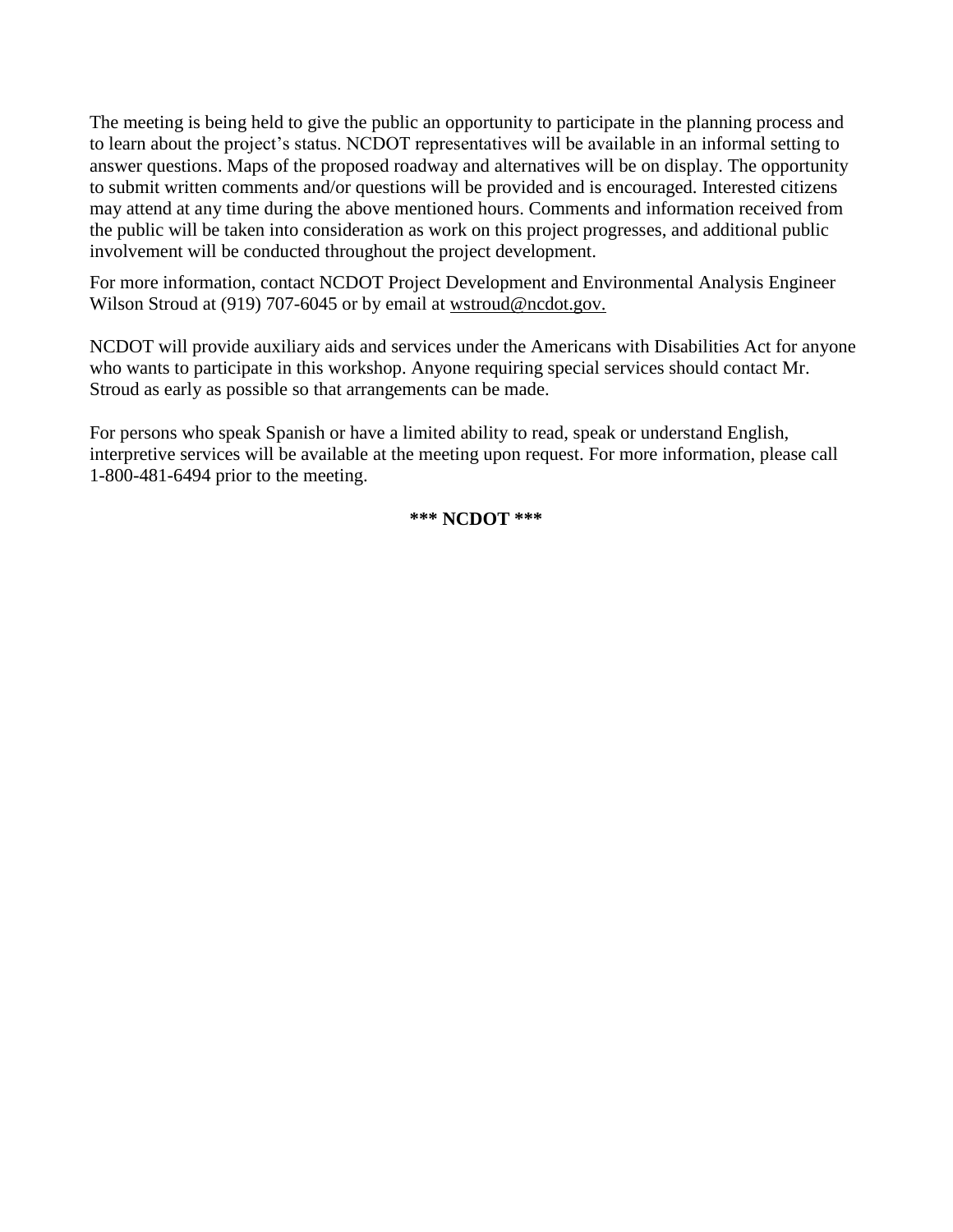The meeting is being held to give the public an opportunity to participate in the planning process and to learn about the project's status. NCDOT representatives will be available in an informal setting to answer questions. Maps of the proposed roadway and alternatives will be on display. The opportunity to submit written comments and/or questions will be provided and is encouraged. Interested citizens may attend at any time during the above mentioned hours. Comments and information received from the public will be taken into consideration as work on this project progresses, and additional public involvement will be conducted throughout the project development.

For more information, contact NCDOT Project Development and Environmental Analysis Engineer Wilson Stroud at (919) 707-6045 or by email at wstroud@ncdot.gov.

NCDOT will provide auxiliary aids and services under the Americans with Disabilities Act for anyone who wants to participate in this workshop. Anyone requiring special services should contact Mr. Stroud as early as possible so that arrangements can be made.

For persons who speak Spanish or have a limited ability to read, speak or understand English, interpretive services will be available at the meeting upon request. For more information, please call 1-800-481-6494 prior to the meeting.

**\*\*\* NCDOT \*\*\***